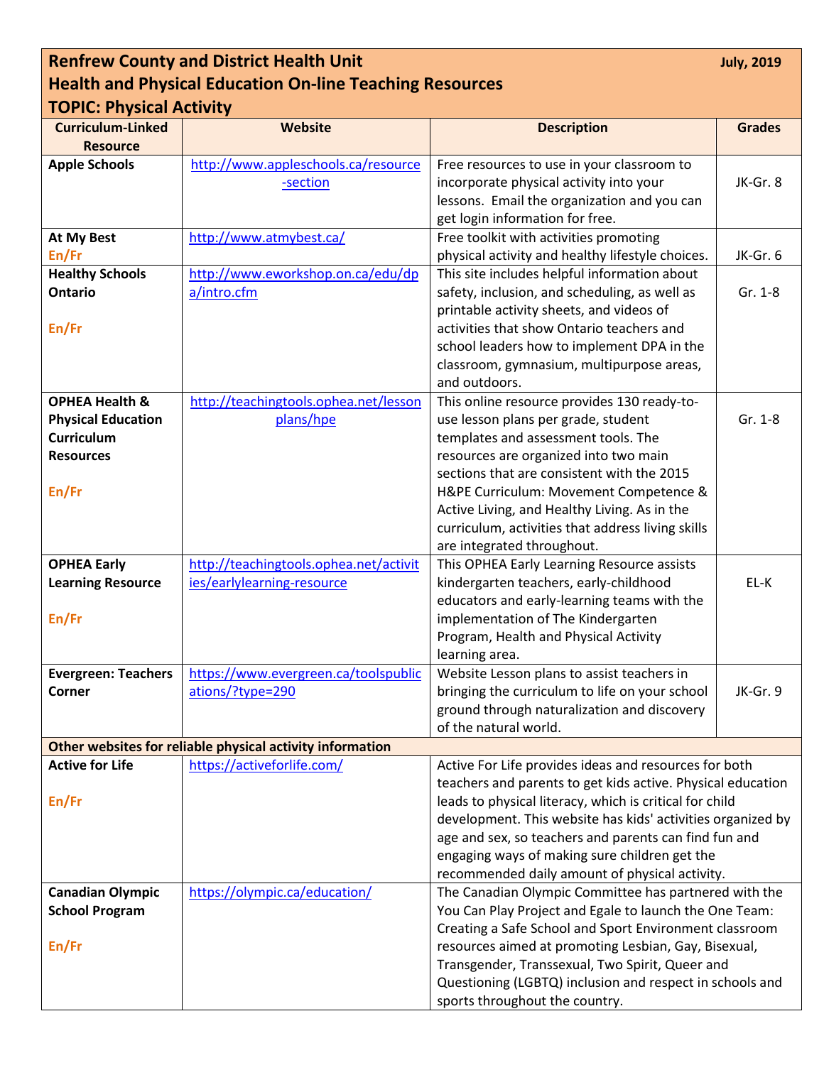# Renfrew County and District Health Unit

July, 2019

## Health and Physical Education On-line Teaching Resources

### TOPIC: Physical Activity

| Curriculum-Linked Resource | Website | Description | Grades |
|---|---|---|---|
| **Apple Schools** | http://www.appleschools.ca/resource-section | Free resources to use in your classroom to incorporate physical activity into your lessons. Email the organization and you can get login information for free. | JK-Gr. 8 |
| **At My Best** En/Fr | http://www.atmybest.ca/ | Free toolkit with activities promoting physical activity and healthy lifestyle choices. | JK-Gr. 6 |
| **Healthy Schools Ontario** En/Fr | http://www.eworkshop.on.ca/edu/dpa/intro.cfm | This site includes helpful information about safety, inclusion, and scheduling, as well as printable activity sheets, and videos of activities that show Ontario teachers and school leaders how to implement DPA in the classroom, gymnasium, multipurpose areas, and outdoors. | Gr. 1-8 |
| **OPHEA Health & Physical Education Curriculum Resources** En/Fr | http://teachingtools.ophea.net/lessonplans/hpe | This online resource provides 130 ready-to-use lesson plans per grade, student templates and assessment tools. The resources are organized into two main sections that are consistent with the 2015 H&PE Curriculum: Movement Competence & Active Living, and Healthy Living. As in the curriculum, activities that address living skills are integrated throughout. | Gr. 1-8 |
| **OPHEA Early Learning Resource** En/Fr | http://teachingtools.ophea.net/activities/earlylearning-resource | This OPHEA Early Learning Resource assists kindergarten teachers, early-childhood educators and early-learning teams with the implementation of The Kindergarten Program, Health and Physical Activity learning area. | EL-K |
| **Evergreen: Teachers Corner** | https://www.evergreen.ca/toolspublications/?type=290 | Website Lesson plans to assist teachers in bringing the curriculum to life on your school ground through naturalization and discovery of the natural world. | JK-Gr. 9 |
| **Other websites for reliable physical activity information** | | | |
| **Active for Life** En/Fr | https://activeforlife.com/ | Active For Life provides ideas and resources for both teachers and parents to get kids active. Physical education leads to physical literacy, which is critical for child development. This website has kids' activities organized by age and sex, so teachers and parents can find fun and engaging ways of making sure children get the recommended daily amount of physical activity. | |
| **Canadian Olympic School Program** En/Fr | https://olympic.ca/education/ | The Canadian Olympic Committee has partnered with the You Can Play Project and Egale to launch the One Team: Creating a Safe School and Sport Environment classroom resources aimed at promoting Lesbian, Gay, Bisexual, Transgender, Transsexual, Two Spirit, Queer and Questioning (LGBTQ) inclusion and respect in schools and sports throughout the country. | |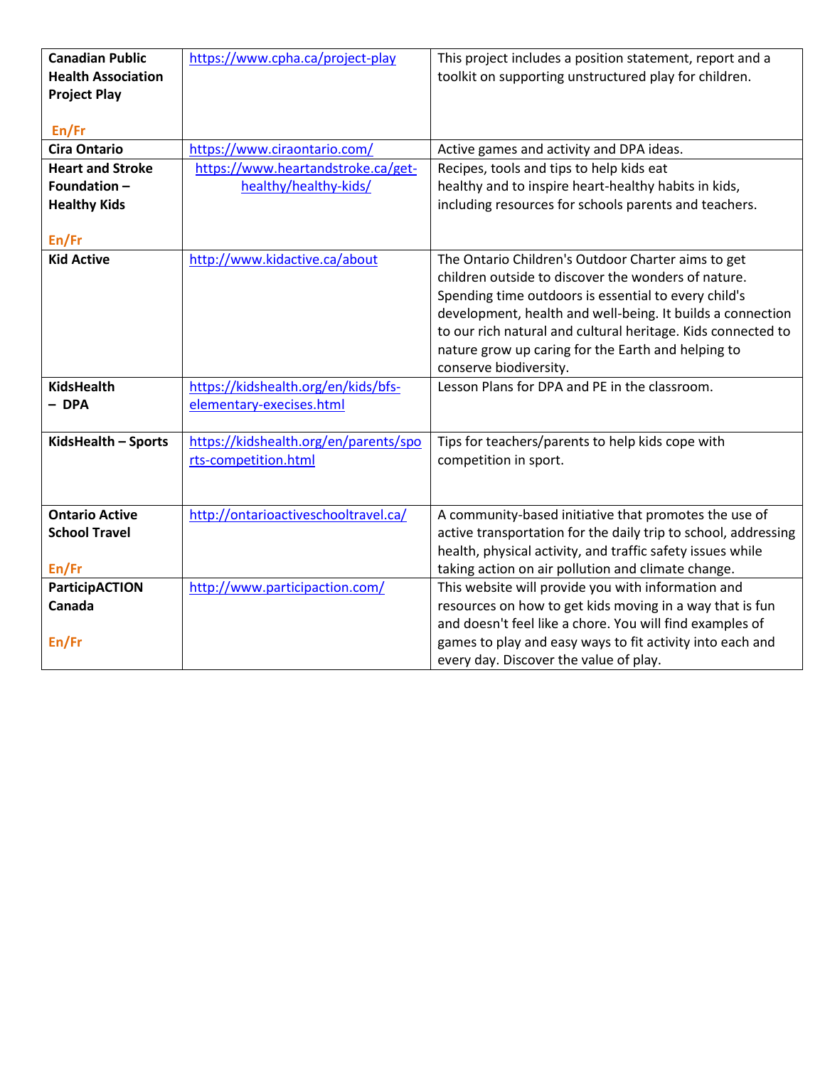| | | |
|---|---|---|
| **Canadian Public Health Association Project Play**<br><br>En/Fr | https://www.cpha.ca/project-play | This project includes a position statement, report and a toolkit on supporting unstructured play for children. |
| **Cira Ontario** | https://www.ciraontario.com/ | Active games and activity and DPA ideas. |
| **Heart and Stroke Foundation – Healthy Kids**<br><br>En/Fr | https://www.heartandstroke.ca/get-healthy/healthy-kids/ | Recipes, tools and tips to help kids eat healthy and to inspire heart-healthy habits in kids, including resources for schools parents and teachers. |
| **Kid Active** | http://www.kidactive.ca/about | The Ontario Children's Outdoor Charter aims to get children outside to discover the wonders of nature. Spending time outdoors is essential to every child's development, health and well-being. It builds a connection to our rich natural and cultural heritage. Kids connected to nature grow up caring for the Earth and helping to conserve biodiversity. |
| **KidsHealth – DPA** | https://kidshealth.org/en/kids/bfs-elementary-execises.html | Lesson Plans for DPA and PE in the classroom. |
| **KidsHealth – Sports** | https://kidshealth.org/en/parents/sports-competition.html | Tips for teachers/parents to help kids cope with competition in sport. |
| **Ontario Active School Travel**<br><br>En/Fr | http://ontarioactiveschooltravel.ca/ | A community-based initiative that promotes the use of active transportation for the daily trip to school, addressing health, physical activity, and traffic safety issues while taking action on air pollution and climate change. |
| **ParticipACTION Canada**<br><br>En/Fr | http://www.participaction.com/ | This website will provide you with information and resources on how to get kids moving in a way that is fun and doesn't feel like a chore. You will find examples of games to play and easy ways to fit activity into each and every day. Discover the value of play. |